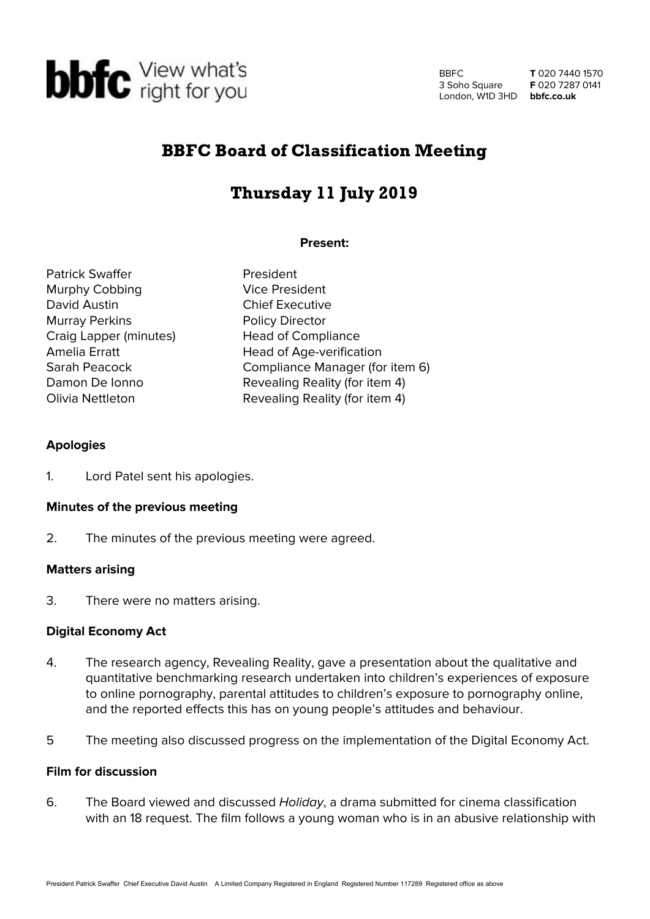bbfc View what's right for you

BBFC
3 Soho Square
London, W1D 3HD

**T** 020 7440 1570
**F** 020 7287 0141
**bbfc.co.uk**

# BBFC Board of Classification Meeting

# Thursday 11 July 2019

**Present:**

| | |
|---|---|
| Patrick Swaffer | President |
| Murphy Cobbing | Vice President |
| David Austin | Chief Executive |
| Murray Perkins | Policy Director |
| Craig Lapper (minutes) | Head of Compliance |
| Amelia Erratt | Head of Age-verification |
| Sarah Peacock | Compliance Manager (for item 6) |
| Damon De Ionno | Revealing Reality (for item 4) |
| Olivia Nettleton | Revealing Reality (for item 4) |

**Apologies**

1. Lord Patel sent his apologies.

**Minutes of the previous meeting**

2. The minutes of the previous meeting were agreed.

**Matters arising**

3. There were no matters arising.

**Digital Economy Act**

4. The research agency, Revealing Reality, gave a presentation about the qualitative and quantitative benchmarking research undertaken into children's experiences of exposure to online pornography, parental attitudes to children's exposure to pornography online, and the reported effects this has on young people's attitudes and behaviour.

5 The meeting also discussed progress on the implementation of the Digital Economy Act.

**Film for discussion**

6. The Board viewed and discussed *Holiday*, a drama submitted for cinema classification with an 18 request. The film follows a young woman who is in an abusive relationship with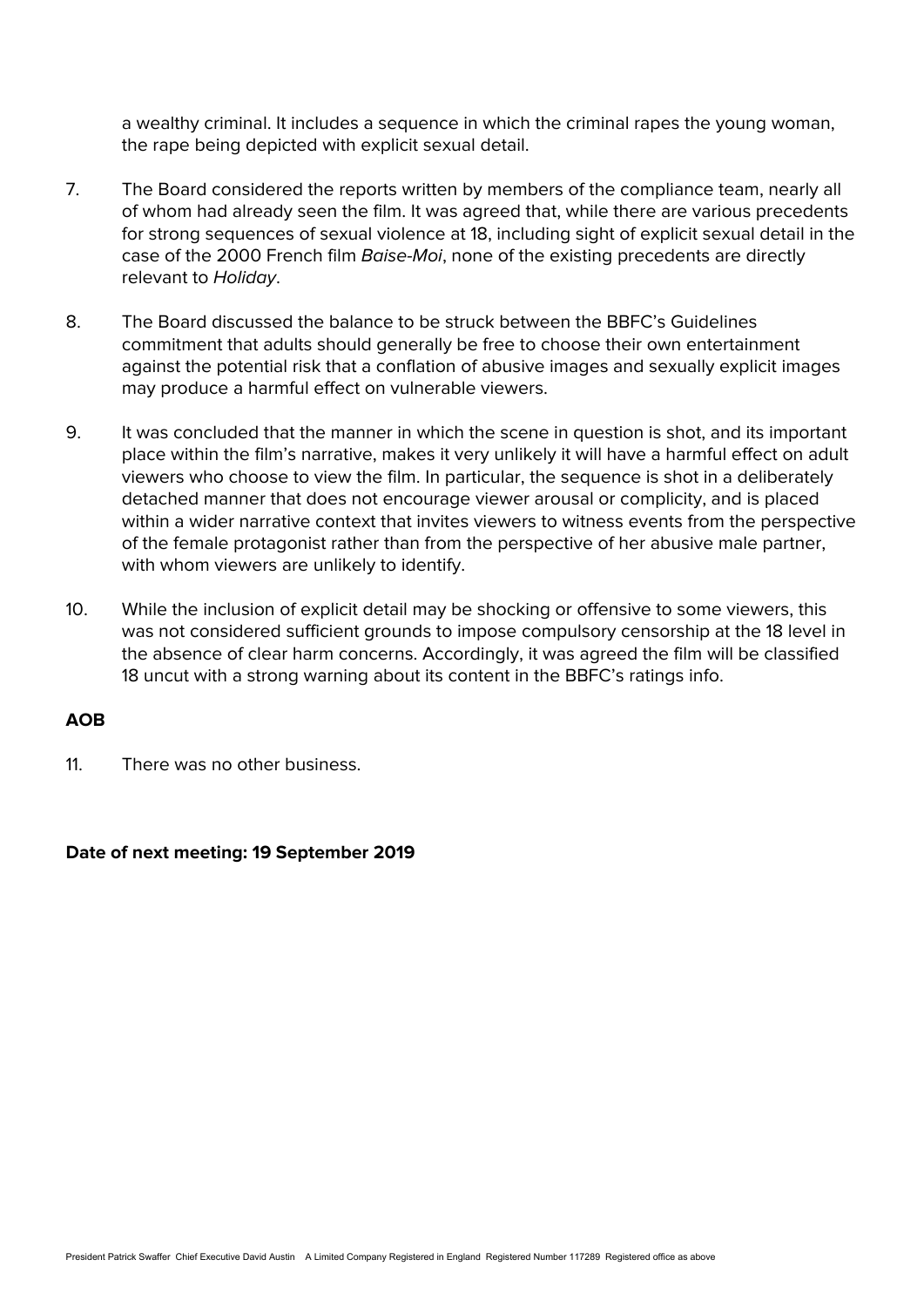a wealthy criminal. It includes a sequence in which the criminal rapes the young woman, the rape being depicted with explicit sexual detail.

7. The Board considered the reports written by members of the compliance team, nearly all of whom had already seen the film. It was agreed that, while there are various precedents for strong sequences of sexual violence at 18, including sight of explicit sexual detail in the case of the 2000 French film *Baise-Moi*, none of the existing precedents are directly relevant to *Holiday*.

8. The Board discussed the balance to be struck between the BBFC's Guidelines commitment that adults should generally be free to choose their own entertainment against the potential risk that a conflation of abusive images and sexually explicit images may produce a harmful effect on vulnerable viewers.

9. It was concluded that the manner in which the scene in question is shot, and its important place within the film's narrative, makes it very unlikely it will have a harmful effect on adult viewers who choose to view the film. In particular, the sequence is shot in a deliberately detached manner that does not encourage viewer arousal or complicity, and is placed within a wider narrative context that invites viewers to witness events from the perspective of the female protagonist rather than from the perspective of her abusive male partner, with whom viewers are unlikely to identify.

10. While the inclusion of explicit detail may be shocking or offensive to some viewers, this was not considered sufficient grounds to impose compulsory censorship at the 18 level in the absence of clear harm concerns. Accordingly, it was agreed the film will be classified 18 uncut with a strong warning about its content in the BBFC's ratings info.

**AOB**

11. There was no other business.

**Date of next meeting: 19 September 2019**